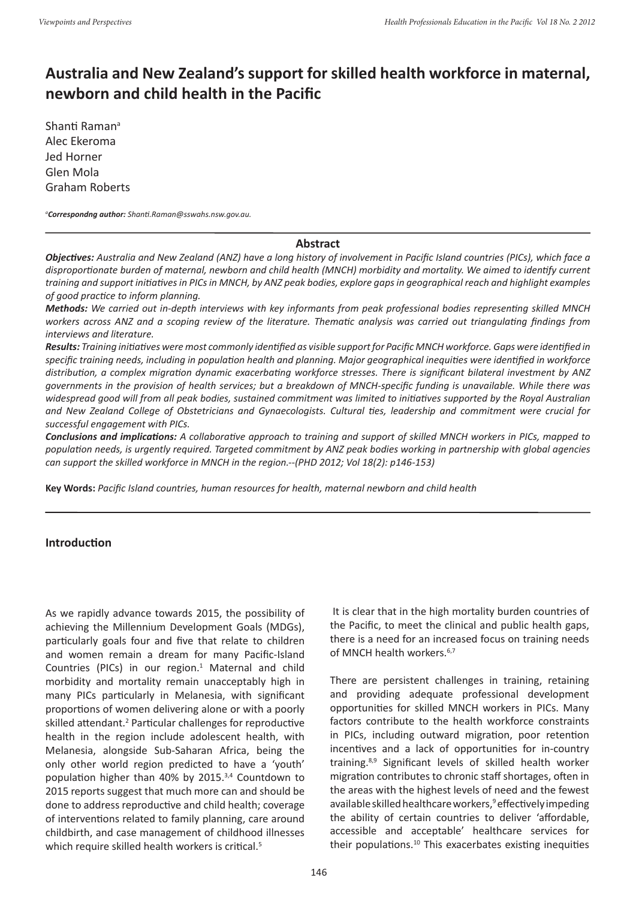# Australia and New Zealand's support for skilled health workforce in maternal, newborn and child health in the Pacific

Shanti Raman[a]
Alec Ekeroma
Jed Horner
Glen Mola
Graham Roberts

[a]***Correspondng author:*** *Shanti.Raman@sswahs.nsw.gov.au.*

## Abstract

***Objectives:*** *Australia and New Zealand (ANZ) have a long history of involvement in Pacific Island countries (PICs), which face a disproportionate burden of maternal, newborn and child health (MNCH) morbidity and mortality. We aimed to identify current training and support initiatives in PICs in MNCH, by ANZ peak bodies, explore gaps in geographical reach and highlight examples of good practice to inform planning.*

***Methods:*** *We carried out in-depth interviews with key informants from peak professional bodies representing skilled MNCH workers across ANZ and a scoping review of the literature. Thematic analysis was carried out triangulating findings from interviews and literature.*

***Results:*** *Training initiatives were most commonly identified as visible support for Pacific MNCH workforce. Gaps were identified in specific training needs, including in population health and planning. Major geographical inequities were identified in workforce distribution, a complex migration dynamic exacerbating workforce stresses. There is significant bilateral investment by ANZ governments in the provision of health services; but a breakdown of MNCH-specific funding is unavailable. While there was widespread good will from all peak bodies, sustained commitment was limited to initiatives supported by the Royal Australian and New Zealand College of Obstetricians and Gynaecologists. Cultural ties, leadership and commitment were crucial for successful engagement with PICs.*

***Conclusions and implications:*** *A collaborative approach to training and support of skilled MNCH workers in PICs, mapped to population needs, is urgently required. Targeted commitment by ANZ peak bodies working in partnership with global agencies can support the skilled workforce in MNCH in the region.--(PHD 2012; Vol 18(2): p146-153)*

**Key Words:** *Pacific Island countries, human resources for health, maternal newborn and child health*

## Introduction

As we rapidly advance towards 2015, the possibility of achieving the Millennium Development Goals (MDGs), particularly goals four and five that relate to children and women remain a dream for many Pacific-Island Countries (PICs) in our region.[1] Maternal and child morbidity and mortality remain unacceptably high in many PICs particularly in Melanesia, with significant proportions of women delivering alone or with a poorly skilled attendant.[2] Particular challenges for reproductive health in the region include adolescent health, with Melanesia, alongside Sub-Saharan Africa, being the only other world region predicted to have a 'youth' population higher than 40% by 2015.[3,4] Countdown to 2015 reports suggest that much more can and should be done to address reproductive and child health; coverage of interventions related to family planning, care around childbirth, and case management of childhood illnesses which require skilled health workers is critical.[5]

It is clear that in the high mortality burden countries of the Pacific, to meet the clinical and public health gaps, there is a need for an increased focus on training needs of MNCH health workers.[6,7]

There are persistent challenges in training, retaining and providing adequate professional development opportunities for skilled MNCH workers in PICs. Many factors contribute to the health workforce constraints in PICs, including outward migration, poor retention incentives and a lack of opportunities for in-country training.[8,9] Significant levels of skilled health worker migration contributes to chronic staff shortages, often in the areas with the highest levels of need and the fewest available skilled healthcare workers,[9] effectively impeding the ability of certain countries to deliver 'affordable, accessible and acceptable' healthcare services for their populations.[10] This exacerbates existing inequities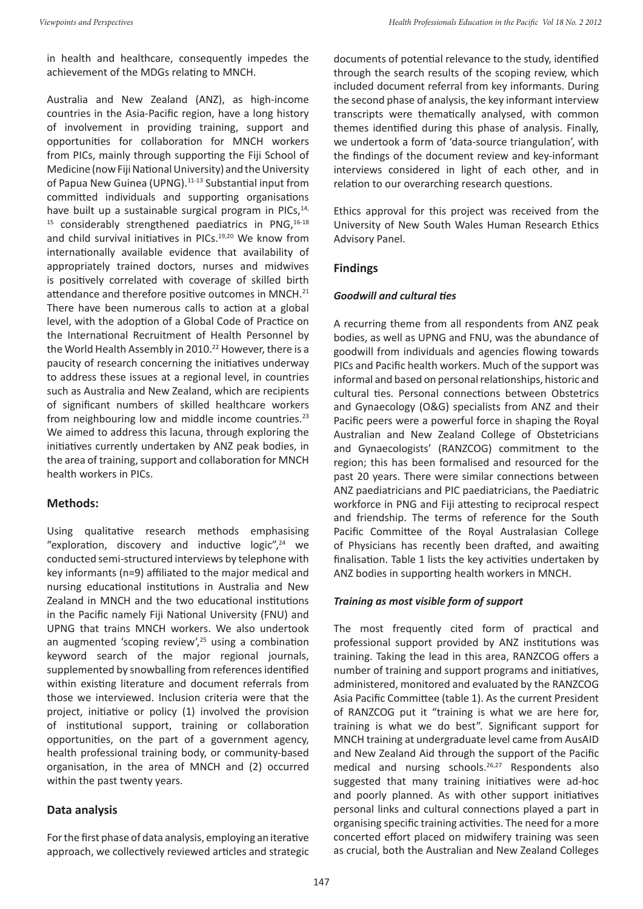in health and healthcare, consequently impedes the achievement of the MDGs relating to MNCH.

Australia and New Zealand (ANZ), as high-income countries in the Asia-Pacific region, have a long history of involvement in providing training, support and opportunities for collaboration for MNCH workers from PICs, mainly through supporting the Fiji School of Medicine (now Fiji National University) and the University of Papua New Guinea (UPNG).[11-13] Substantial input from committed individuals and supporting organisations have built up a sustainable surgical program in PICs,[14, 15] considerably strengthened paediatrics in PNG,[16-18] and child survival initiatives in PICs.[19,20] We know from internationally available evidence that availability of appropriately trained doctors, nurses and midwives is positively correlated with coverage of skilled birth attendance and therefore positive outcomes in MNCH.[21] There have been numerous calls to action at a global level, with the adoption of a Global Code of Practice on the International Recruitment of Health Personnel by the World Health Assembly in 2010.[22] However, there is a paucity of research concerning the initiatives underway to address these issues at a regional level, in countries such as Australia and New Zealand, which are recipients of significant numbers of skilled healthcare workers from neighbouring low and middle income countries.[23] We aimed to address this lacuna, through exploring the initiatives currently undertaken by ANZ peak bodies, in the area of training, support and collaboration for MNCH health workers in PICs.

## Methods:

Using qualitative research methods emphasising "exploration, discovery and inductive logic",[24] we conducted semi-structured interviews by telephone with key informants (n=9) affiliated to the major medical and nursing educational institutions in Australia and New Zealand in MNCH and the two educational institutions in the Pacific namely Fiji National University (FNU) and UPNG that trains MNCH workers. We also undertook an augmented 'scoping review',[25] using a combination keyword search of the major regional journals, supplemented by snowballing from references identified within existing literature and document referrals from those we interviewed. Inclusion criteria were that the project, initiative or policy (1) involved the provision of institutional support, training or collaboration opportunities, on the part of a government agency, health professional training body, or community-based organisation, in the area of MNCH and (2) occurred within the past twenty years.

## Data analysis

For the first phase of data analysis, employing an iterative approach, we collectively reviewed articles and strategic documents of potential relevance to the study, identified through the search results of the scoping review, which included document referral from key informants. During the second phase of analysis, the key informant interview transcripts were thematically analysed, with common themes identified during this phase of analysis. Finally, we undertook a form of 'data-source triangulation', with the findings of the document review and key-informant interviews considered in light of each other, and in relation to our overarching research questions.

Ethics approval for this project was received from the University of New South Wales Human Research Ethics Advisory Panel.

## Findings

### *Goodwill and cultural ties*

A recurring theme from all respondents from ANZ peak bodies, as well as UPNG and FNU, was the abundance of goodwill from individuals and agencies flowing towards PICs and Pacific health workers. Much of the support was informal and based on personal relationships, historic and cultural ties. Personal connections between Obstetrics and Gynaecology (O&G) specialists from ANZ and their Pacific peers were a powerful force in shaping the Royal Australian and New Zealand College of Obstetricians and Gynaecologists' (RANZCOG) commitment to the region; this has been formalised and resourced for the past 20 years. There were similar connections between ANZ paediatricians and PIC paediatricians, the Paediatric workforce in PNG and Fiji attesting to reciprocal respect and friendship. The terms of reference for the South Pacific Committee of the Royal Australasian College of Physicians has recently been drafted, and awaiting finalisation. Table 1 lists the key activities undertaken by ANZ bodies in supporting health workers in MNCH.

### *Training as most visible form of support*

The most frequently cited form of practical and professional support provided by ANZ institutions was training. Taking the lead in this area, RANZCOG offers a number of training and support programs and initiatives, administered, monitored and evaluated by the RANZCOG Asia Pacific Committee (table 1). As the current President of RANZCOG put it "training is what we are here for, training is what we do best". Significant support for MNCH training at undergraduate level came from AusAID and New Zealand Aid through the support of the Pacific medical and nursing schools.[26,27] Respondents also suggested that many training initiatives were ad-hoc and poorly planned. As with other support initiatives personal links and cultural connections played a part in organising specific training activities. The need for a more concerted effort placed on midwifery training was seen as crucial, both the Australian and New Zealand Colleges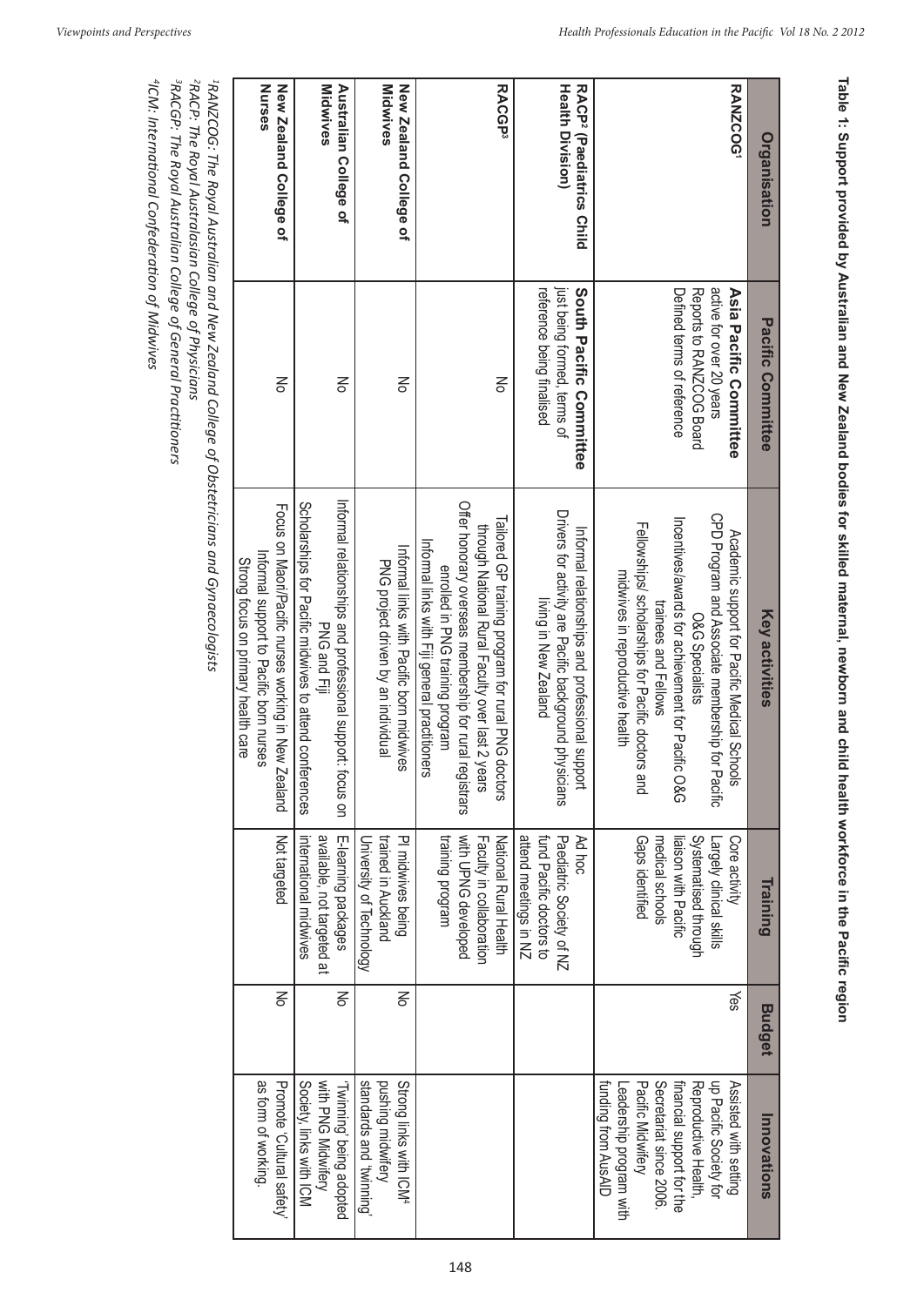**Table 1: Support provided by Australian and New Zealand bodies for skilled maternal, newborn and child health workforce in the Pacific region**

| Organisation | Pacific Committee | Key activities | Training | Budget | Innovations |
|---|---|---|---|---|---|
| **RANZCOG[1]** | **Asia Pacific Committee** active for over 20 years<br>Reports to RANZCOG Board<br>Defined terms of reference | Academic support for Pacific Medical Schools<br>CPD Program and Associate membership for Pacific O&G Specialists<br>Incentives/awards for achievement for Pacific O&G trainees and Fellows<br>Fellowships/ scholarships for Pacific doctors and midwives in reproductive health | Core activity<br>Largely clinical skills<br>Systematised through liaison with Pacific medical schools<br>Gaps identified | Yes | Assisted with setting up Pacific Society for Reproductive Health, financial support for the Secretariat since 2006.<br>Pacific Midwifery Leadership program with funding from AusAID |
| **RACP[2] (Paediatrics Child Health Division)** | **South Pacific Committee** just being formed, terms of reference being finalised | Informal relationships and professional support<br>Drivers for activity are Pacific background physicians living in New Zealand | Ad hoc<br>Paediatric Society of NZ fund Pacific doctors to attend meetings in NZ | | |
| **RACGP[3]** | No | Tailored GP training program for rural PNG doctors through National Rural Faculty over last 2 years<br>Offer honorary overseas membership for rural registrars enrolled in PNG training program<br>Informal links with Fiji general practitioners | National Rural Health Faculty in collaboration with UPNG developed training program | | |
| **New Zealand College of Midwives** | No | Informal links with Pacific born midwives<br>PNG project driven by an individual | PI midwives being trained in Auckland University of Technology | No | Strong links with ICM[4] pushing midwifery standards and 'twinning' |
| **Australian College of Midwives** | No | Informal relationships and professional support: focus on PNG and Fiji<br>Scholarships for Pacific midwives to attend conferences | E-learning packages available, not targeted at international midwives | No | 'Twinning' being adopted with PNG Midwifery Society, links with ICM |
| **New Zealand College of Nurses** | No | Focus on Maori/Pacific nurses working in New Zealand<br>Informal support to Pacific born nurses<br>Strong focus on primary health care | Not targeted | No | Promote 'Cultural safety' as form of working. |

[1]RANZCOG: The Royal Australian and New Zealand College of Obstetricians and Gynaecologists
[2]RACP: The Royal Australasian College of Physicians
[3]RACGP: The Royal Australian College of General Practitioners
[4]ICM: International Confederation of Midwives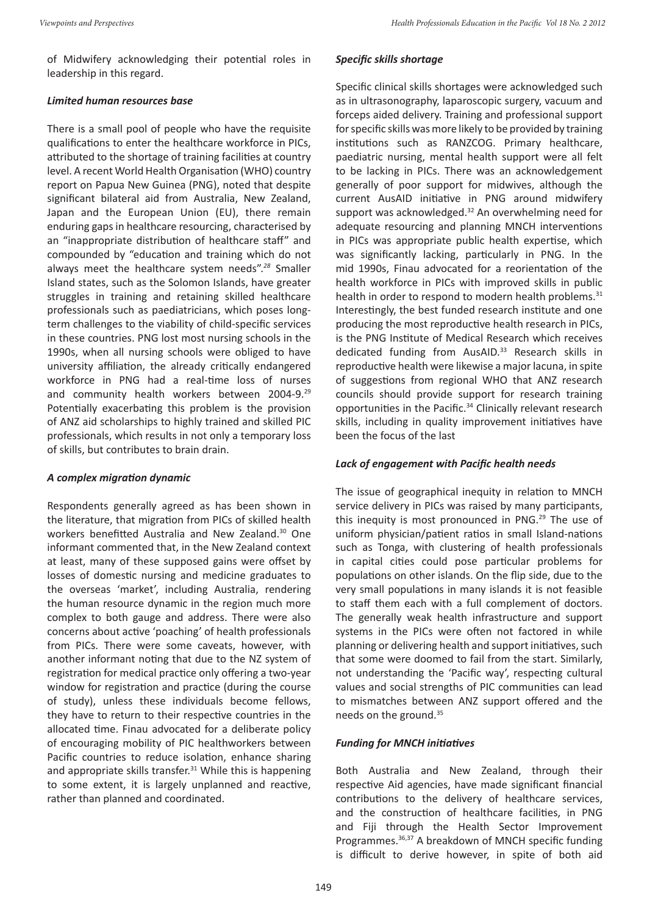of Midwifery acknowledging their potential roles in leadership in this regard.

### *Limited human resources base*

There is a small pool of people who have the requisite qualifications to enter the healthcare workforce in PICs, attributed to the shortage of training facilities at country level. A recent World Health Organisation (WHO) country report on Papua New Guinea (PNG), noted that despite significant bilateral aid from Australia, New Zealand, Japan and the European Union (EU), there remain enduring gaps in healthcare resourcing, characterised by an "inappropriate distribution of healthcare staff" and compounded by "education and training which do not always meet the healthcare system needs".[28] Smaller Island states, such as the Solomon Islands, have greater struggles in training and retaining skilled healthcare professionals such as paediatricians, which poses long-term challenges to the viability of child-specific services in these countries. PNG lost most nursing schools in the 1990s, when all nursing schools were obliged to have university affiliation, the already critically endangered workforce in PNG had a real-time loss of nurses and community health workers between 2004-9.[29] Potentially exacerbating this problem is the provision of ANZ aid scholarships to highly trained and skilled PIC professionals, which results in not only a temporary loss of skills, but contributes to brain drain.

### *A complex migration dynamic*

Respondents generally agreed as has been shown in the literature, that migration from PICs of skilled health workers benefitted Australia and New Zealand.[30] One informant commented that, in the New Zealand context at least, many of these supposed gains were offset by losses of domestic nursing and medicine graduates to the overseas 'market', including Australia, rendering the human resource dynamic in the region much more complex to both gauge and address. There were also concerns about active 'poaching' of health professionals from PICs. There were some caveats, however, with another informant noting that due to the NZ system of registration for medical practice only offering a two-year window for registration and practice (during the course of study), unless these individuals become fellows, they have to return to their respective countries in the allocated time. Finau advocated for a deliberate policy of encouraging mobility of PIC healthworkers between Pacific countries to reduce isolation, enhance sharing and appropriate skills transfer.[31] While this is happening to some extent, it is largely unplanned and reactive, rather than planned and coordinated.

### *Specific skills shortage*

Specific clinical skills shortages were acknowledged such as in ultrasonography, laparoscopic surgery, vacuum and forceps aided delivery. Training and professional support for specific skills was more likely to be provided by training institutions such as RANZCOG. Primary healthcare, paediatric nursing, mental health support were all felt to be lacking in PICs. There was an acknowledgement generally of poor support for midwives, although the current AusAID initiative in PNG around midwifery support was acknowledged.[32] An overwhelming need for adequate resourcing and planning MNCH interventions in PICs was appropriate public health expertise, which was significantly lacking, particularly in PNG. In the mid 1990s, Finau advocated for a reorientation of the health workforce in PICs with improved skills in public health in order to respond to modern health problems.[31] Interestingly, the best funded research institute and one producing the most reproductive health research in PICs, is the PNG Institute of Medical Research which receives dedicated funding from AusAID.[33] Research skills in reproductive health were likewise a major lacuna, in spite of suggestions from regional WHO that ANZ research councils should provide support for research training opportunities in the Pacific.[34] Clinically relevant research skills, including in quality improvement initiatives have been the focus of the last

### *Lack of engagement with Pacific health needs*

The issue of geographical inequity in relation to MNCH service delivery in PICs was raised by many participants, this inequity is most pronounced in PNG.[29] The use of uniform physician/patient ratios in small Island-nations such as Tonga, with clustering of health professionals in capital cities could pose particular problems for populations on other islands. On the flip side, due to the very small populations in many islands it is not feasible to staff them each with a full complement of doctors. The generally weak health infrastructure and support systems in the PICs were often not factored in while planning or delivering health and support initiatives, such that some were doomed to fail from the start. Similarly, not understanding the 'Pacific way', respecting cultural values and social strengths of PIC communities can lead to mismatches between ANZ support offered and the needs on the ground.[35]

### *Funding for MNCH initiatives*

Both Australia and New Zealand, through their respective Aid agencies, have made significant financial contributions to the delivery of healthcare services, and the construction of healthcare facilities, in PNG and Fiji through the Health Sector Improvement Programmes.[36,37] A breakdown of MNCH specific funding is difficult to derive however, in spite of both aid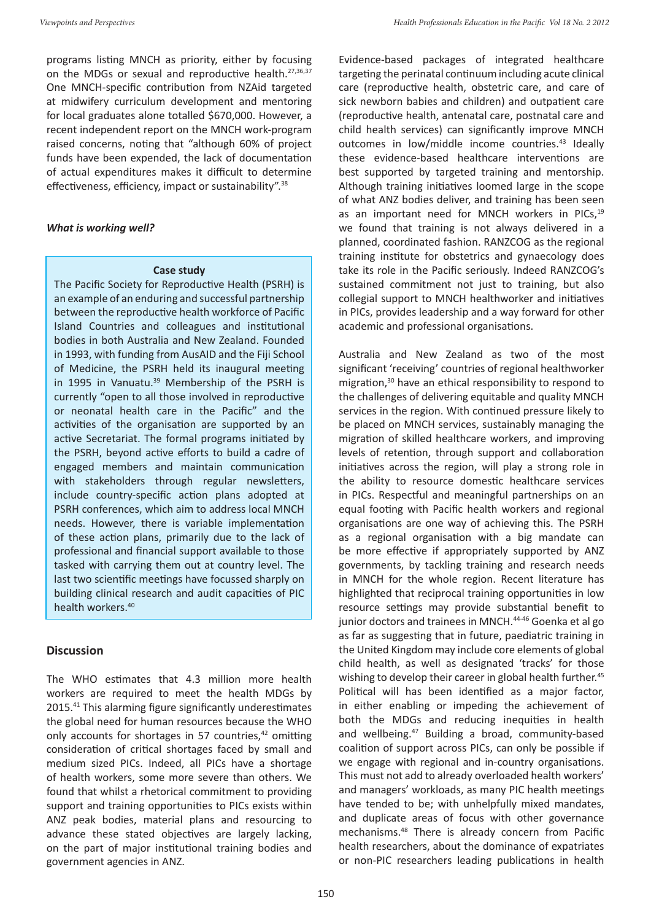programs listing MNCH as priority, either by focusing on the MDGs or sexual and reproductive health.[27,36,37] One MNCH-specific contribution from NZAid targeted at midwifery curriculum development and mentoring for local graduates alone totalled $670,000. However, a recent independent report on the MNCH work-program raised concerns, noting that "although 60% of project funds have been expended, the lack of documentation of actual expenditures makes it difficult to determine effectiveness, efficiency, impact or sustainability".[38]

***What is working well?***

**Case study**

The Pacific Society for Reproductive Health (PSRH) is an example of an enduring and successful partnership between the reproductive health workforce of Pacific Island Countries and colleagues and institutional bodies in both Australia and New Zealand. Founded in 1993, with funding from AusAID and the Fiji School of Medicine, the PSRH held its inaugural meeting in 1995 in Vanuatu.[39] Membership of the PSRH is currently "open to all those involved in reproductive or neonatal health care in the Pacific" and the activities of the organisation are supported by an active Secretariat. The formal programs initiated by the PSRH, beyond active efforts to build a cadre of engaged members and maintain communication with stakeholders through regular newsletters, include country-specific action plans adopted at PSRH conferences, which aim to address local MNCH needs. However, there is variable implementation of these action plans, primarily due to the lack of professional and financial support available to those tasked with carrying them out at country level. The last two scientific meetings have focussed sharply on building clinical research and audit capacities of PIC health workers.[40]

## Discussion

The WHO estimates that 4.3 million more health workers are required to meet the health MDGs by 2015.[41] This alarming figure significantly underestimates the global need for human resources because the WHO only accounts for shortages in 57 countries,[42] omitting consideration of critical shortages faced by small and medium sized PICs. Indeed, all PICs have a shortage of health workers, some more severe than others. We found that whilst a rhetorical commitment to providing support and training opportunities to PICs exists within ANZ peak bodies, material plans and resourcing to advance these stated objectives are largely lacking, on the part of major institutional training bodies and government agencies in ANZ.

Evidence-based packages of integrated healthcare targeting the perinatal continuum including acute clinical care (reproductive health, obstetric care, and care of sick newborn babies and children) and outpatient care (reproductive health, antenatal care, postnatal care and child health services) can significantly improve MNCH outcomes in low/middle income countries.[43] Ideally these evidence-based healthcare interventions are best supported by targeted training and mentorship. Although training initiatives loomed large in the scope of what ANZ bodies deliver, and training has been seen as an important need for MNCH workers in PICs,[19] we found that training is not always delivered in a planned, coordinated fashion. RANZCOG as the regional training institute for obstetrics and gynaecology does take its role in the Pacific seriously. Indeed RANZCOG's sustained commitment not just to training, but also collegial support to MNCH healthworker and initiatives in PICs, provides leadership and a way forward for other academic and professional organisations.

Australia and New Zealand as two of the most significant 'receiving' countries of regional healthworker migration,[30] have an ethical responsibility to respond to the challenges of delivering equitable and quality MNCH services in the region. With continued pressure likely to be placed on MNCH services, sustainably managing the migration of skilled healthcare workers, and improving levels of retention, through support and collaboration initiatives across the region, will play a strong role in the ability to resource domestic healthcare services in PICs. Respectful and meaningful partnerships on an equal footing with Pacific health workers and regional organisations are one way of achieving this. The PSRH as a regional organisation with a big mandate can be more effective if appropriately supported by ANZ governments, by tackling training and research needs in MNCH for the whole region. Recent literature has highlighted that reciprocal training opportunities in low resource settings may provide substantial benefit to junior doctors and trainees in MNCH.[44-46] Goenka et al go as far as suggesting that in future, paediatric training in the United Kingdom may include core elements of global child health, as well as designated 'tracks' for those wishing to develop their career in global health further.[45] Political will has been identified as a major factor, in either enabling or impeding the achievement of both the MDGs and reducing inequities in health and wellbeing.[47] Building a broad, community-based coalition of support across PICs, can only be possible if we engage with regional and in-country organisations. This must not add to already overloaded health workers' and managers' workloads, as many PIC health meetings have tended to be; with unhelpfully mixed mandates, and duplicate areas of focus with other governance mechanisms.[48] There is already concern from Pacific health researchers, about the dominance of expatriates or non-PIC researchers leading publications in health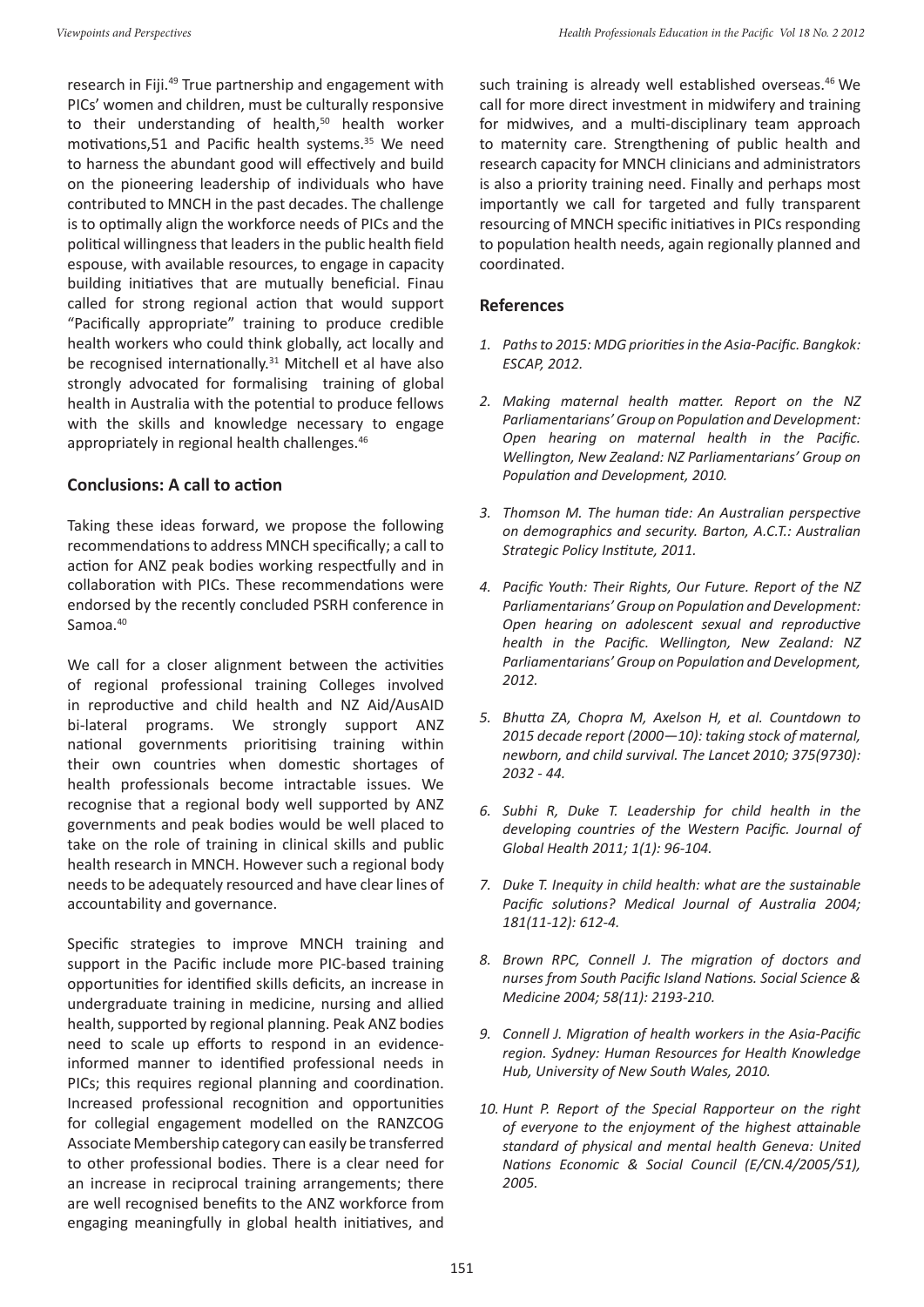research in Fiji.[49] True partnership and engagement with PICs' women and children, must be culturally responsive to their understanding of health,[50] health worker motivations,51 and Pacific health systems.[35] We need to harness the abundant good will effectively and build on the pioneering leadership of individuals who have contributed to MNCH in the past decades. The challenge is to optimally align the workforce needs of PICs and the political willingness that leaders in the public health field espouse, with available resources, to engage in capacity building initiatives that are mutually beneficial. Finau called for strong regional action that would support "Pacifically appropriate" training to produce credible health workers who could think globally, act locally and be recognised internationally.[31] Mitchell et al have also strongly advocated for formalising training of global health in Australia with the potential to produce fellows with the skills and knowledge necessary to engage appropriately in regional health challenges.[46]

## Conclusions: A call to action

Taking these ideas forward, we propose the following recommendations to address MNCH specifically; a call to action for ANZ peak bodies working respectfully and in collaboration with PICs. These recommendations were endorsed by the recently concluded PSRH conference in Samoa.[40]

We call for a closer alignment between the activities of regional professional training Colleges involved in reproductive and child health and NZ Aid/AusAID bi-lateral programs. We strongly support ANZ national governments prioritising training within their own countries when domestic shortages of health professionals become intractable issues. We recognise that a regional body well supported by ANZ governments and peak bodies would be well placed to take on the role of training in clinical skills and public health research in MNCH. However such a regional body needs to be adequately resourced and have clear lines of accountability and governance.

Specific strategies to improve MNCH training and support in the Pacific include more PIC-based training opportunities for identified skills deficits, an increase in undergraduate training in medicine, nursing and allied health, supported by regional planning. Peak ANZ bodies need to scale up efforts to respond in an evidence-informed manner to identified professional needs in PICs; this requires regional planning and coordination. Increased professional recognition and opportunities for collegial engagement modelled on the RANZCOG Associate Membership category can easily be transferred to other professional bodies. There is a clear need for an increase in reciprocal training arrangements; there are well recognised benefits to the ANZ workforce from engaging meaningfully in global health initiatives, and such training is already well established overseas.[46] We call for more direct investment in midwifery and training for midwives, and a multi-disciplinary team approach to maternity care. Strengthening of public health and research capacity for MNCH clinicians and administrators is also a priority training need. Finally and perhaps most importantly we call for targeted and fully transparent resourcing of MNCH specific initiatives in PICs responding to population health needs, again regionally planned and coordinated.

## References

1. *Paths to 2015: MDG priorities in the Asia-Pacific. Bangkok: ESCAP, 2012.*
2. *Making maternal health matter. Report on the NZ Parliamentarians' Group on Population and Development: Open hearing on maternal health in the Pacific. Wellington, New Zealand: NZ Parliamentarians' Group on Population and Development, 2010.*
3. *Thomson M. The human tide: An Australian perspective on demographics and security. Barton, A.C.T.: Australian Strategic Policy Institute, 2011.*
4. *Pacific Youth: Their Rights, Our Future. Report of the NZ Parliamentarians' Group on Population and Development: Open hearing on adolescent sexual and reproductive health in the Pacific. Wellington, New Zealand: NZ Parliamentarians' Group on Population and Development, 2012.*
5. *Bhutta ZA, Chopra M, Axelson H, et al. Countdown to 2015 decade report (2000—10): taking stock of maternal, newborn, and child survival. The Lancet 2010; 375(9730): 2032 - 44.*
6. *Subhi R, Duke T. Leadership for child health in the developing countries of the Western Pacific. Journal of Global Health 2011; 1(1): 96-104.*
7. *Duke T. Inequity in child health: what are the sustainable Pacific solutions? Medical Journal of Australia 2004; 181(11-12): 612-4.*
8. *Brown RPC, Connell J. The migration of doctors and nurses from South Pacific Island Nations. Social Science & Medicine 2004; 58(11): 2193-210.*
9. *Connell J. Migration of health workers in the Asia-Pacific region. Sydney: Human Resources for Health Knowledge Hub, University of New South Wales, 2010.*
10. *Hunt P. Report of the Special Rapporteur on the right of everyone to the enjoyment of the highest attainable standard of physical and mental health Geneva: United Nations Economic & Social Council (E/CN.4/2005/51), 2005.*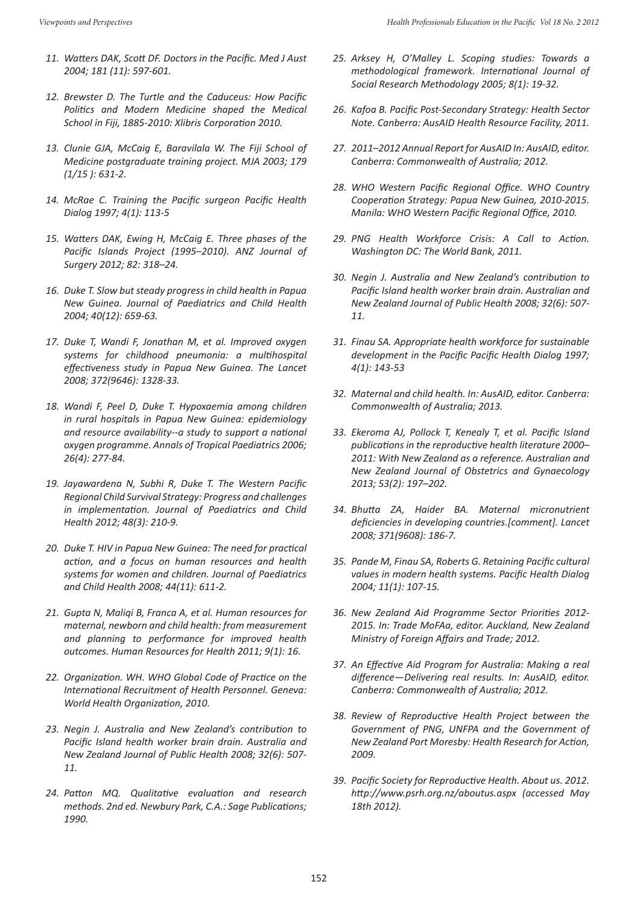11. *Watters DAK, Scott DF. Doctors in the Pacific. Med J Aust 2004; 181 (11): 597-601.*

12. *Brewster D. The Turtle and the Caduceus: How Pacific Politics and Modern Medicine shaped the Medical School in Fiji, 1885-2010: Xlibris Corporation 2010.*

13. *Clunie GJA, McCaig E, Baravilala W. The Fiji School of Medicine postgraduate training project. MJA 2003; 179 (1/15 ): 631-2.*

14. *McRae C. Training the Pacific surgeon Pacific Health Dialog 1997; 4(1): 113-5*

15. *Watters DAK, Ewing H, McCaig E. Three phases of the Pacific Islands Project (1995–2010). ANZ Journal of Surgery 2012; 82: 318–24.*

16. *Duke T. Slow but steady progress in child health in Papua New Guinea. Journal of Paediatrics and Child Health 2004; 40(12): 659-63.*

17. *Duke T, Wandi F, Jonathan M, et al. Improved oxygen systems for childhood pneumonia: a multihospital effectiveness study in Papua New Guinea. The Lancet 2008; 372(9646): 1328-33.*

18. *Wandi F, Peel D, Duke T. Hypoxaemia among children in rural hospitals in Papua New Guinea: epidemiology and resource availability--a study to support a national oxygen programme. Annals of Tropical Paediatrics 2006; 26(4): 277-84.*

19. *Jayawardena N, Subhi R, Duke T. The Western Pacific Regional Child Survival Strategy: Progress and challenges in implementation. Journal of Paediatrics and Child Health 2012; 48(3): 210-9.*

20. *Duke T. HIV in Papua New Guinea: The need for practical action, and a focus on human resources and health systems for women and children. Journal of Paediatrics and Child Health 2008; 44(11): 611-2.*

21. *Gupta N, Maliqi B, Franca A, et al. Human resources for maternal, newborn and child health: from measurement and planning to performance for improved health outcomes. Human Resources for Health 2011; 9(1): 16.*

22. *Organization. WH. WHO Global Code of Practice on the International Recruitment of Health Personnel. Geneva: World Health Organization, 2010.*

23. *Negin J. Australia and New Zealand's contribution to Pacific Island health worker brain drain. Australia and New Zealand Journal of Public Health 2008; 32(6): 507-11.*

24. *Patton MQ. Qualitative evaluation and research methods. 2nd ed. Newbury Park, C.A.: Sage Publications; 1990.*

25. *Arksey H, O'Malley L. Scoping studies: Towards a methodological framework. International Journal of Social Research Methodology 2005; 8(1): 19-32.*

26. *Kafoa B. Pacific Post-Secondary Strategy: Health Sector Note. Canberra: AusAID Health Resource Facility, 2011.*

27. *2011–2012 Annual Report for AusAID In: AusAID, editor. Canberra: Commonwealth of Australia; 2012.*

28. *WHO Western Pacific Regional Office. WHO Country Cooperation Strategy: Papua New Guinea, 2010-2015. Manila: WHO Western Pacific Regional Office, 2010.*

29. *PNG Health Workforce Crisis: A Call to Action. Washington DC: The World Bank, 2011.*

30. *Negin J. Australia and New Zealand's contribution to Pacific Island health worker brain drain. Australian and New Zealand Journal of Public Health 2008; 32(6): 507-11.*

31. *Finau SA. Appropriate health workforce for sustainable development in the Pacific Pacific Health Dialog 1997; 4(1): 143-53*

32. *Maternal and child health. In: AusAID, editor. Canberra: Commonwealth of Australia; 2013.*

33. *Ekeroma AJ, Pollock T, Kenealy T, et al. Pacific Island publications in the reproductive health literature 2000–2011: With New Zealand as a reference. Australian and New Zealand Journal of Obstetrics and Gynaecology 2013; 53(2): 197–202.*

34. *Bhutta ZA, Haider BA. Maternal micronutrient deficiencies in developing countries.[comment]. Lancet 2008; 371(9608): 186-7.*

35. *Pande M, Finau SA, Roberts G. Retaining Pacific cultural values in modern health systems. Pacific Health Dialog 2004; 11(1): 107-15.*

36. *New Zealand Aid Programme Sector Priorities 2012-2015. In: Trade MoFAa, editor. Auckland, New Zealand Ministry of Foreign Affairs and Trade; 2012.*

37. *An Effective Aid Program for Australia: Making a real difference—Delivering real results. In: AusAID, editor. Canberra: Commonwealth of Australia; 2012.*

38. *Review of Reproductive Health Project between the Government of PNG, UNFPA and the Government of New Zealand Port Moresby: Health Research for Action, 2009.*

39. *Pacific Society for Reproductive Health. About us. 2012. http://www.psrh.org.nz/aboutus.aspx (accessed May 18th 2012).*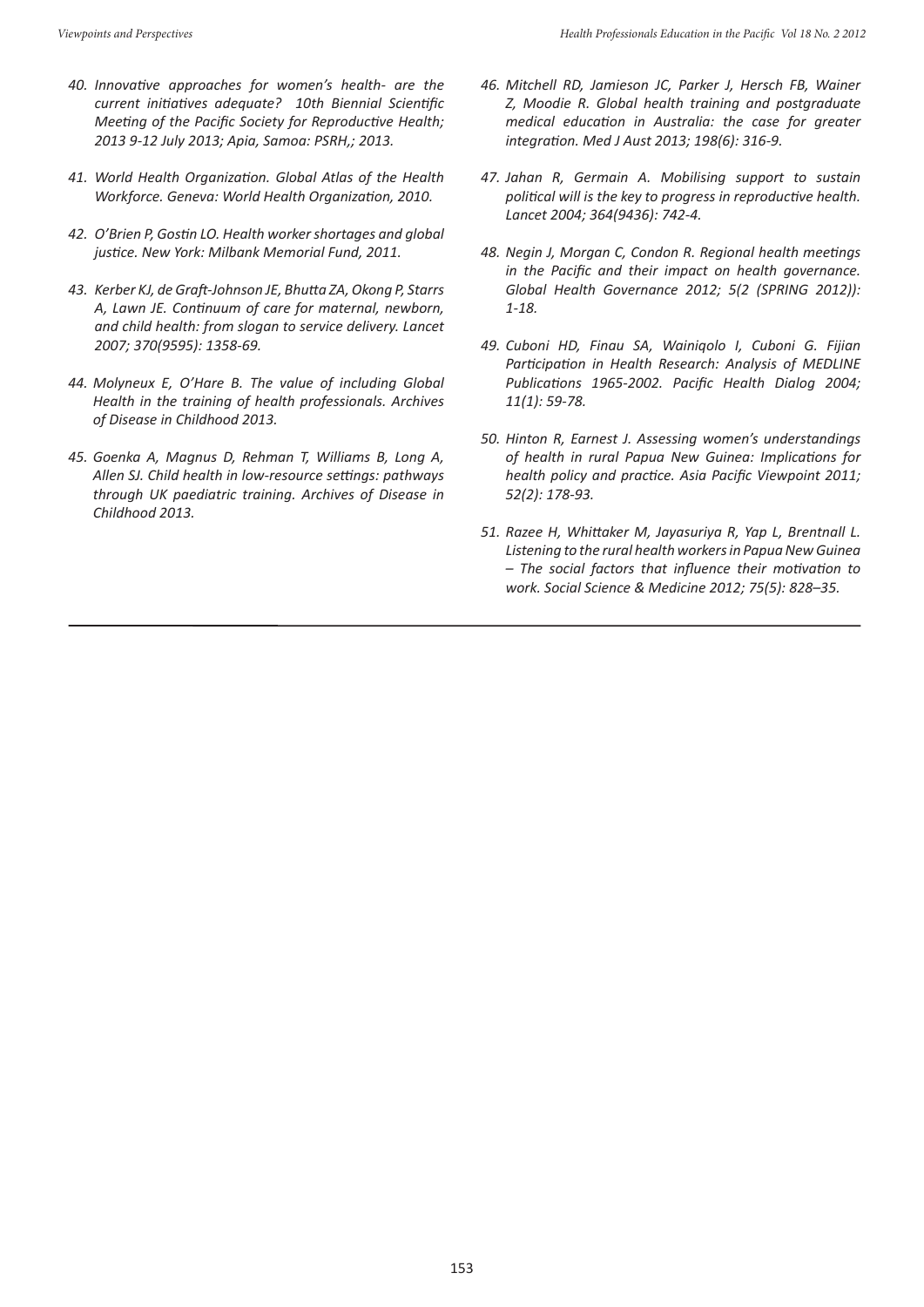40. *Innovative approaches for women's health- are the current initiatives adequate? 10th Biennial Scientific Meeting of the Pacific Society for Reproductive Health; 2013 9-12 July 2013; Apia, Samoa: PSRH,; 2013.*

41. *World Health Organization. Global Atlas of the Health Workforce. Geneva: World Health Organization, 2010.*

42. *O'Brien P, Gostin LO. Health worker shortages and global justice. New York: Milbank Memorial Fund, 2011.*

43. *Kerber KJ, de Graft-Johnson JE, Bhutta ZA, Okong P, Starrs A, Lawn JE. Continuum of care for maternal, newborn, and child health: from slogan to service delivery. Lancet 2007; 370(9595): 1358-69.*

44. *Molyneux E, O'Hare B. The value of including Global Health in the training of health professionals. Archives of Disease in Childhood 2013.*

45. *Goenka A, Magnus D, Rehman T, Williams B, Long A, Allen SJ. Child health in low-resource settings: pathways through UK paediatric training. Archives of Disease in Childhood 2013.*

46. *Mitchell RD, Jamieson JC, Parker J, Hersch FB, Wainer Z, Moodie R. Global health training and postgraduate medical education in Australia: the case for greater integration. Med J Aust 2013; 198(6): 316-9.*

47. *Jahan R, Germain A. Mobilising support to sustain political will is the key to progress in reproductive health. Lancet 2004; 364(9436): 742-4.*

48. *Negin J, Morgan C, Condon R. Regional health meetings in the Pacific and their impact on health governance. Global Health Governance 2012; 5(2 (SPRING 2012)): 1-18.*

49. *Cuboni HD, Finau SA, Wainiqolo I, Cuboni G. Fijian Participation in Health Research: Analysis of MEDLINE Publications 1965-2002. Pacific Health Dialog 2004; 11(1): 59-78.*

50. *Hinton R, Earnest J. Assessing women's understandings of health in rural Papua New Guinea: Implications for health policy and practice. Asia Pacific Viewpoint 2011; 52(2): 178-93.*

51. *Razee H, Whittaker M, Jayasuriya R, Yap L, Brentnall L. Listening to the rural health workers in Papua New Guinea – The social factors that influence their motivation to work. Social Science & Medicine 2012; 75(5): 828–35.*